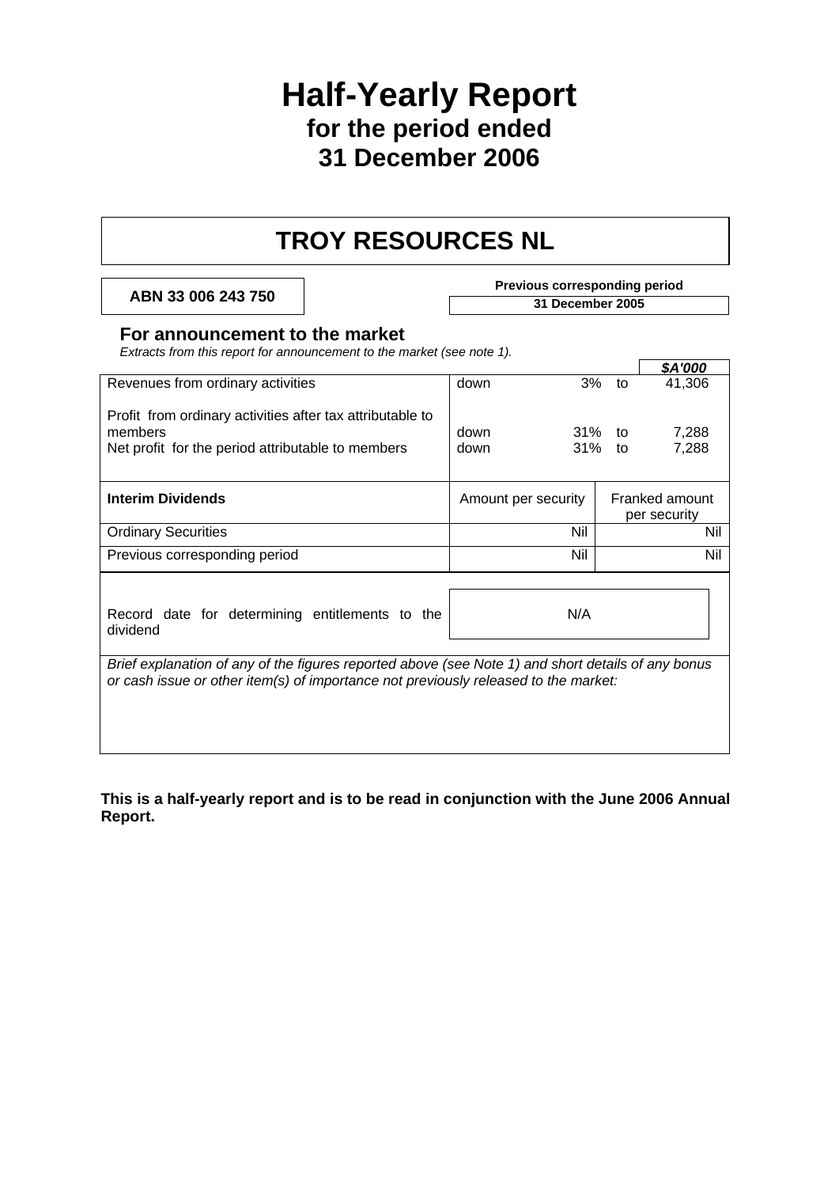# Half-Yearly Report
## for the period ended
## 31 December 2006

# TROY RESOURCES NL

**ABN 33 006 243 750**

**Previous corresponding period**
**31 December 2005**

### For announcement to the market

*Extracts from this report for announcement to the market (see note 1).*

| | | | | ***$A'000*** |
|---|---|---|---|---|
| Revenues from ordinary activities | down | 3% | to | 41,306 |
| Profit from ordinary activities after tax attributable to members | down | 31% | to | 7,288 |
| Net profit for the period attributable to members | down | 31% | to | 7,288 |

| **Interim Dividends** | Amount per security | Franked amount per security |
|---|---|---|
| Ordinary Securities | Nil | Nil |
| Previous corresponding period | Nil | Nil |

| | |
|---|---|
| Record date for determining entitlements to the dividend | N/A |

*Brief explanation of any of the figures reported above (see Note 1) and short details of any bonus or cash issue or other item(s) of importance not previously released to the market:*

**This is a half-yearly report and is to be read in conjunction with the June 2006 Annual Report.**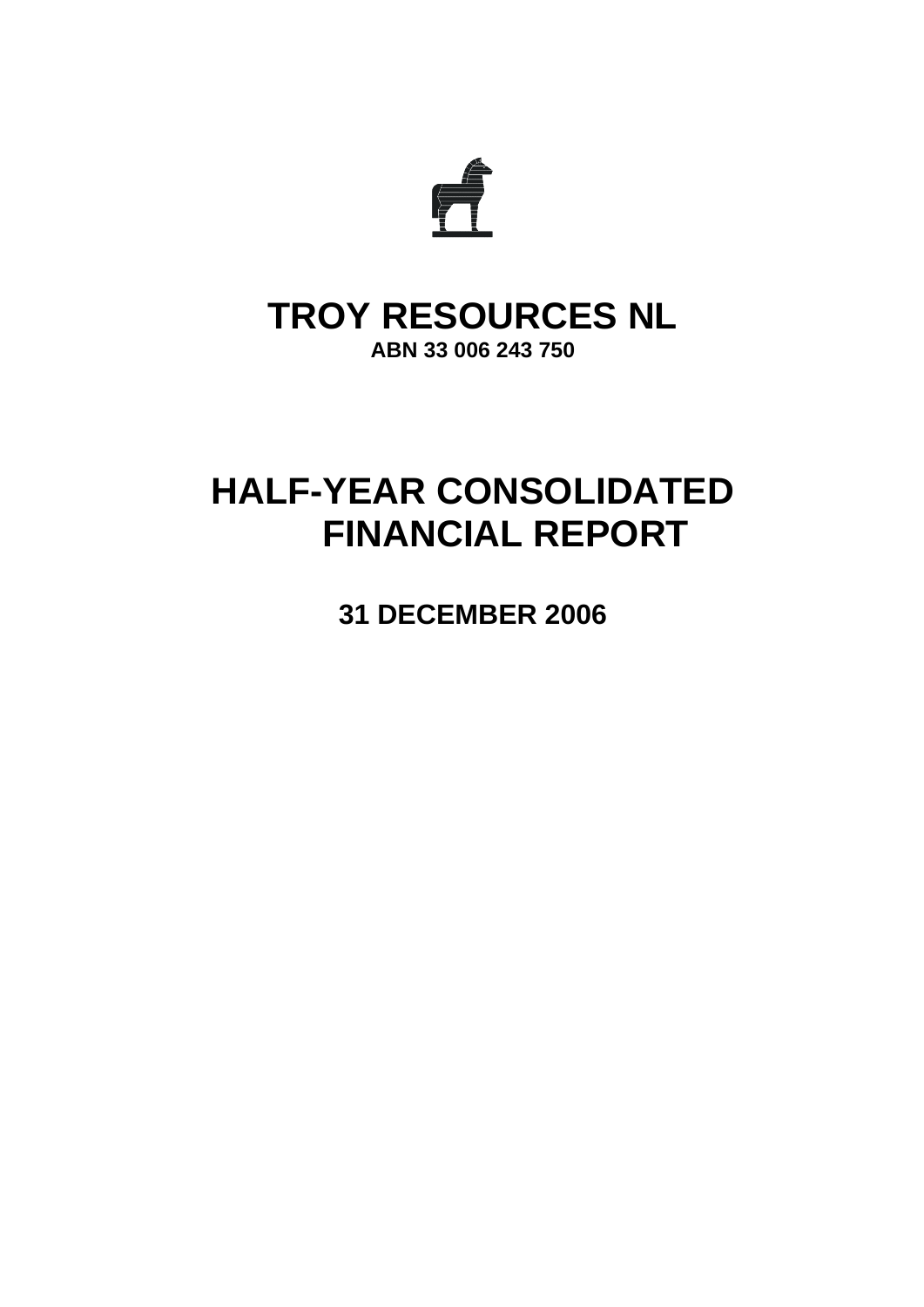# TROY RESOURCES NL

**ABN 33 006 243 750**

# HALF-YEAR CONSOLIDATED FINANCIAL REPORT

**31 DECEMBER 2006**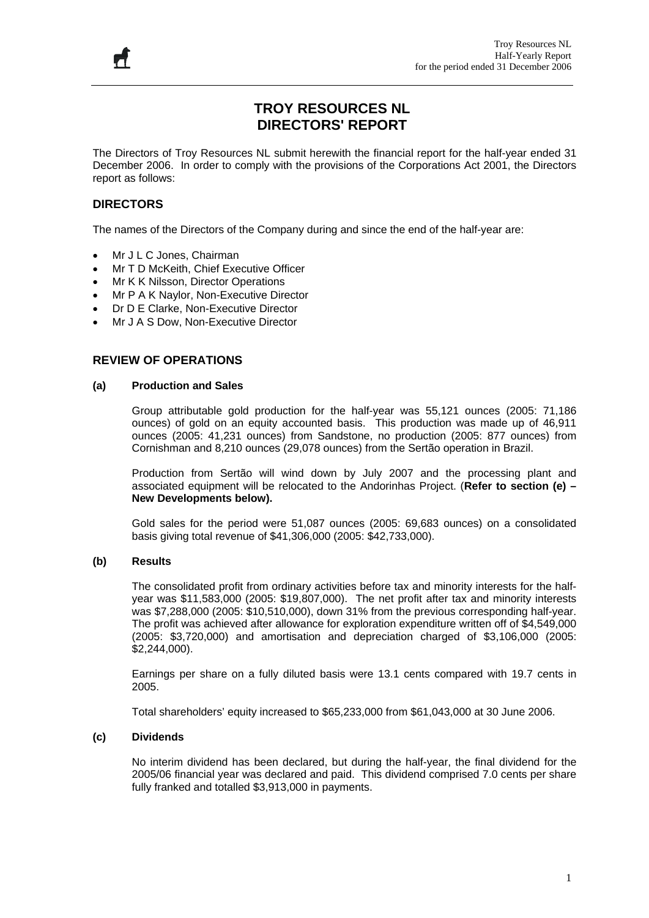# TROY RESOURCES NL
# DIRECTORS' REPORT

The Directors of Troy Resources NL submit herewith the financial report for the half-year ended 31 December 2006. In order to comply with the provisions of the Corporations Act 2001, the Directors report as follows:

## DIRECTORS

The names of the Directors of the Company during and since the end of the half-year are:

- Mr J L C Jones, Chairman
- Mr T D McKeith, Chief Executive Officer
- Mr K K Nilsson, Director Operations
- Mr P A K Naylor, Non-Executive Director
- Dr D E Clarke, Non-Executive Director
- Mr J A S Dow, Non-Executive Director

## REVIEW OF OPERATIONS

### (a) Production and Sales

Group attributable gold production for the half-year was 55,121 ounces (2005: 71,186 ounces) of gold on an equity accounted basis. This production was made up of 46,911 ounces (2005: 41,231 ounces) from Sandstone, no production (2005: 877 ounces) from Cornishman and 8,210 ounces (29,078 ounces) from the Sertão operation in Brazil.

Production from Sertão will wind down by July 2007 and the processing plant and associated equipment will be relocated to the Andorinhas Project. (**Refer to section (e) – New Developments below).**

Gold sales for the period were 51,087 ounces (2005: 69,683 ounces) on a consolidated basis giving total revenue of $41,306,000 (2005: $42,733,000).

### (b) Results

The consolidated profit from ordinary activities before tax and minority interests for the half-year was $11,583,000 (2005: $19,807,000). The net profit after tax and minority interests was $7,288,000 (2005: $10,510,000), down 31% from the previous corresponding half-year. The profit was achieved after allowance for exploration expenditure written off of $4,549,000 (2005: $3,720,000) and amortisation and depreciation charged of $3,106,000 (2005: $2,244,000).

Earnings per share on a fully diluted basis were 13.1 cents compared with 19.7 cents in 2005.

Total shareholders' equity increased to $65,233,000 from $61,043,000 at 30 June 2006.

### (c) Dividends

No interim dividend has been declared, but during the half-year, the final dividend for the 2005/06 financial year was declared and paid. This dividend comprised 7.0 cents per share fully franked and totalled $3,913,000 in payments.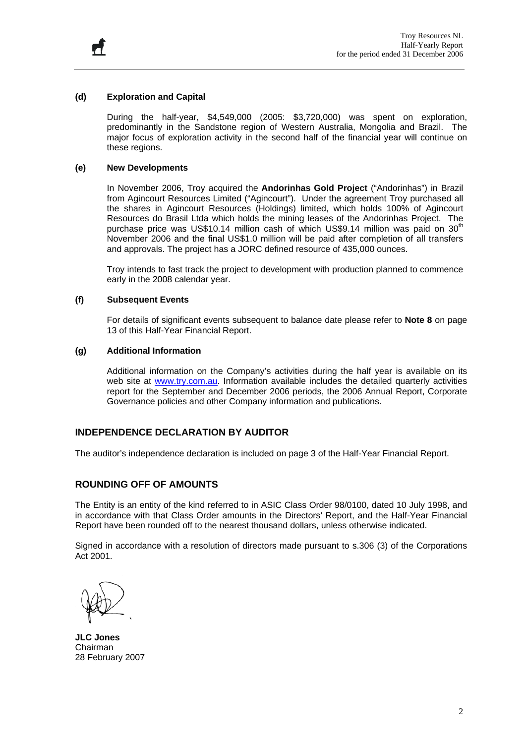**(d) Exploration and Capital**

During the half-year, $4,549,000 (2005: $3,720,000) was spent on exploration, predominantly in the Sandstone region of Western Australia, Mongolia and Brazil. The major focus of exploration activity in the second half of the financial year will continue on these regions.

**(e) New Developments**

In November 2006, Troy acquired the **Andorinhas Gold Project** ("Andorinhas") in Brazil from Agincourt Resources Limited ("Agincourt"). Under the agreement Troy purchased all the shares in Agincourt Resources (Holdings) limited, which holds 100% of Agincourt Resources do Brasil Ltda which holds the mining leases of the Andorinhas Project. The purchase price was US$10.14 million cash of which US$9.14 million was paid on 30th November 2006 and the final US$1.0 million will be paid after completion of all transfers and approvals. The project has a JORC defined resource of 435,000 ounces.

Troy intends to fast track the project to development with production planned to commence early in the 2008 calendar year.

**(f) Subsequent Events**

For details of significant events subsequent to balance date please refer to **Note 8** on page 13 of this Half-Year Financial Report.

**(g) Additional Information**

Additional information on the Company's activities during the half year is available on its web site at www.try.com.au. Information available includes the detailed quarterly activities report for the September and December 2006 periods, the 2006 Annual Report, Corporate Governance policies and other Company information and publications.

## INDEPENDENCE DECLARATION BY AUDITOR

The auditor's independence declaration is included on page 3 of the Half-Year Financial Report.

## ROUNDING OFF OF AMOUNTS

The Entity is an entity of the kind referred to in ASIC Class Order 98/0100, dated 10 July 1998, and in accordance with that Class Order amounts in the Directors' Report, and the Half-Year Financial Report have been rounded off to the nearest thousand dollars, unless otherwise indicated.

Signed in accordance with a resolution of directors made pursuant to s.306 (3) of the Corporations Act 2001.

**JLC Jones**
Chairman
28 February 2007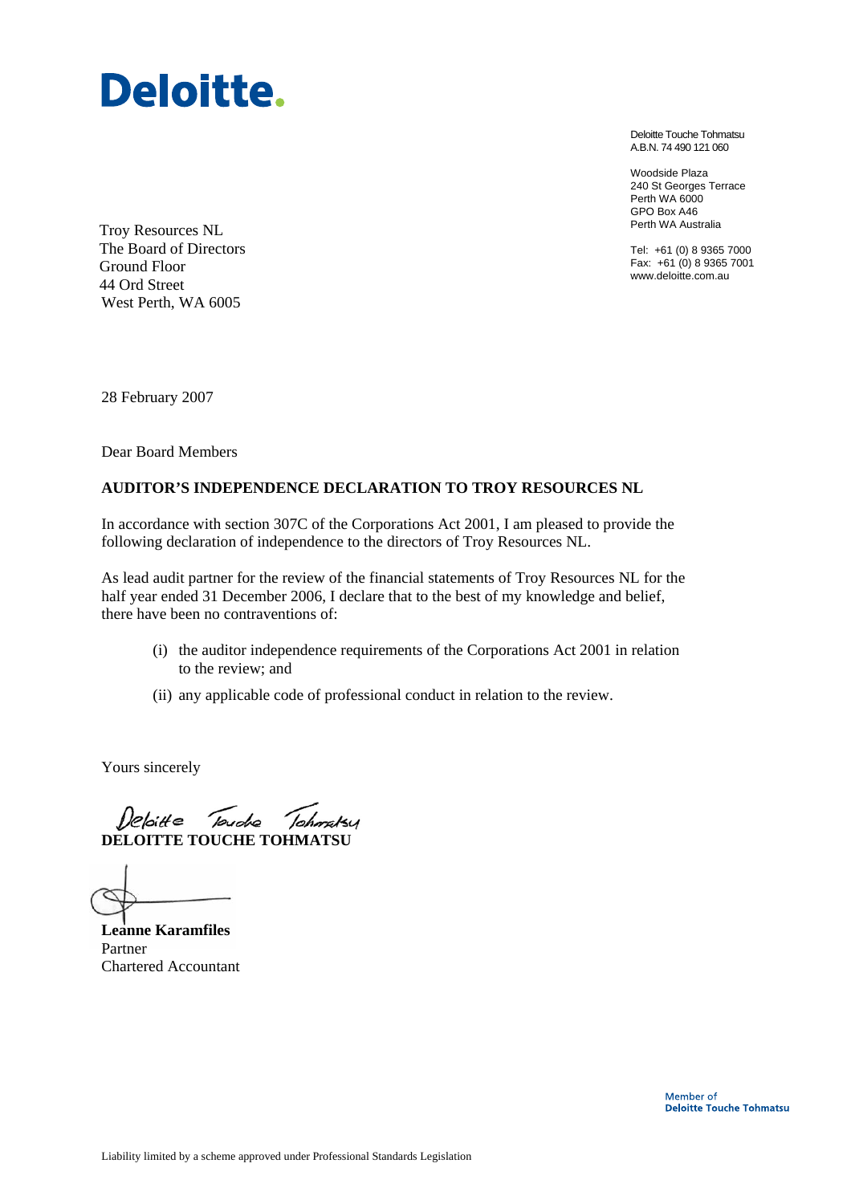# Deloitte.

Deloitte Touche Tohmatsu
A.B.N. 74 490 121 060

Woodside Plaza
240 St Georges Terrace
Perth WA 6000
GPO Box A46
Perth WA Australia

Tel: +61 (0) 8 9365 7000
Fax: +61 (0) 8 9365 7001
www.deloitte.com.au

Troy Resources NL
The Board of Directors
Ground Floor
44 Ord Street
West Perth, WA 6005

28 February 2007

Dear Board Members

**AUDITOR'S INDEPENDENCE DECLARATION TO TROY RESOURCES NL**

In accordance with section 307C of the Corporations Act 2001, I am pleased to provide the following declaration of independence to the directors of Troy Resources NL.

As lead audit partner for the review of the financial statements of Troy Resources NL for the half year ended 31 December 2006, I declare that to the best of my knowledge and belief, there have been no contraventions of:

(i) the auditor independence requirements of the Corporations Act 2001 in relation to the review; and

(ii) any applicable code of professional conduct in relation to the review.

Yours sincerely

Deloitte Touche Tohmatsu

**DELOITTE TOUCHE TOHMATSU**

**Leanne Karamfiles**
Partner
Chartered Accountant

Member of
**Deloitte Touche Tohmatsu**

Liability limited by a scheme approved under Professional Standards Legislation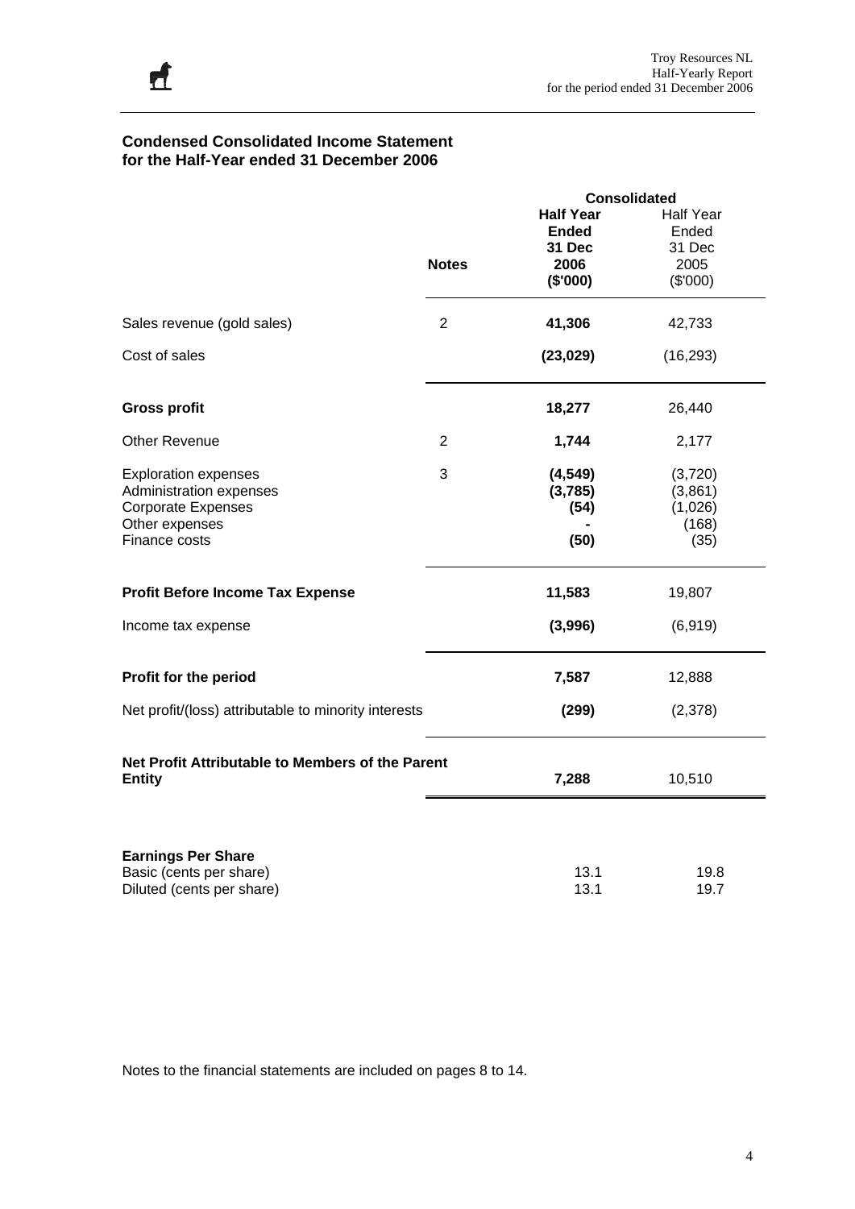## Condensed Consolidated Income Statement for the Half-Year ended 31 December 2006

| | Notes | Consolidated Half Year Ended 31 Dec 2006 ($'000) | Half Year Ended 31 Dec 2005 ($'000) |
|---|---|---|---|
| Sales revenue (gold sales) | 2 | **41,306** | 42,733 |
| Cost of sales | | **(23,029)** | (16,293) |
| **Gross profit** | | **18,277** | 26,440 |
| Other Revenue | 2 | **1,744** | 2,177 |
| Exploration expenses | 3 | **(4,549)** | (3,720) |
| Administration expenses | | **(3,785)** | (3,861) |
| Corporate Expenses | | **(54)** | (1,026) |
| Other expenses | | **-** | (168) |
| Finance costs | | **(50)** | (35) |
| **Profit Before Income Tax Expense** | | **11,583** | 19,807 |
| Income tax expense | | **(3,996)** | (6,919) |
| **Profit for the period** | | **7,587** | 12,888 |
| Net profit/(loss) attributable to minority interests | | **(299)** | (2,378) |
| **Net Profit Attributable to Members of the Parent Entity** | | **7,288** | 10,510 |
| **Earnings Per Share** | | | |
| Basic (cents per share) | | 13.1 | 19.8 |
| Diluted (cents per share) | | 13.1 | 19.7 |

Notes to the financial statements are included on pages 8 to 14.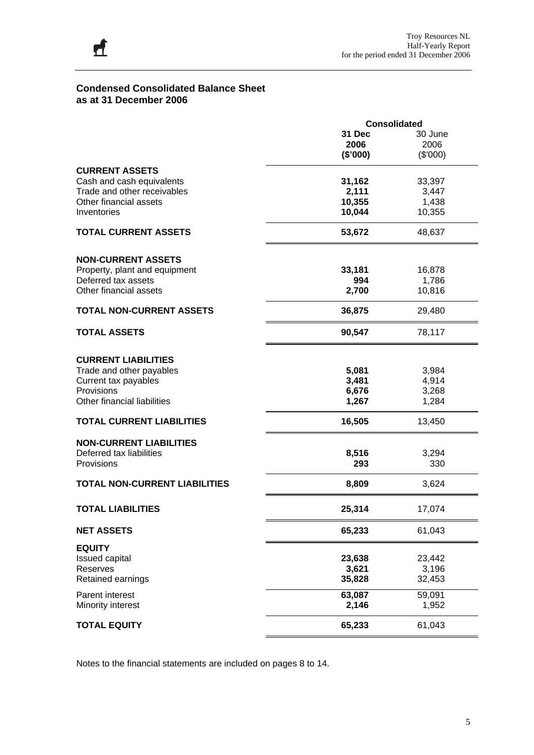## Condensed Consolidated Balance Sheet as at 31 December 2006

| | Consolidated | |
|---|---|---|
| | **31 Dec 2006 ($'000)** | 30 June 2006 ($'000) |
| **CURRENT ASSETS** | | |
| Cash and cash equivalents | **31,162** | 33,397 |
| Trade and other receivables | **2,111** | 3,447 |
| Other financial assets | **10,355** | 1,438 |
| Inventories | **10,044** | 10,355 |
| **TOTAL CURRENT ASSETS** | **53,672** | 48,637 |
| **NON-CURRENT ASSETS** | | |
| Property, plant and equipment | **33,181** | 16,878 |
| Deferred tax assets | **994** | 1,786 |
| Other financial assets | **2,700** | 10,816 |
| **TOTAL NON-CURRENT ASSETS** | **36,875** | 29,480 |
| **TOTAL ASSETS** | **90,547** | 78,117 |
| **CURRENT LIABILITIES** | | |
| Trade and other payables | **5,081** | 3,984 |
| Current tax payables | **3,481** | 4,914 |
| Provisions | **6,676** | 3,268 |
| Other financial liabilities | **1,267** | 1,284 |
| **TOTAL CURRENT LIABILITIES** | **16,505** | 13,450 |
| **NON-CURRENT LIABILITIES** | | |
| Deferred tax liabilities | **8,516** | 3,294 |
| Provisions | **293** | 330 |
| **TOTAL NON-CURRENT LIABILITIES** | **8,809** | 3,624 |
| **TOTAL LIABILITIES** | **25,314** | 17,074 |
| **NET ASSETS** | **65,233** | 61,043 |
| **EQUITY** | | |
| Issued capital | **23,638** | 23,442 |
| Reserves | **3,621** | 3,196 |
| Retained earnings | **35,828** | 32,453 |
| Parent interest | **63,087** | 59,091 |
| Minority interest | **2,146** | 1,952 |
| **TOTAL EQUITY** | **65,233** | 61,043 |

Notes to the financial statements are included on pages 8 to 14.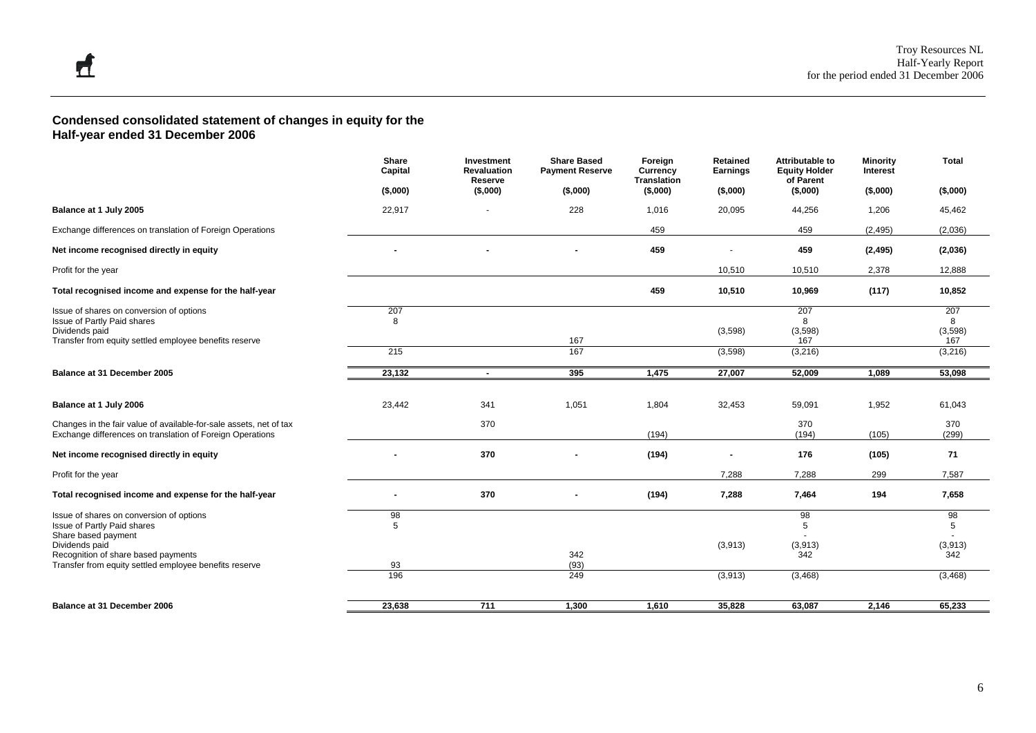## Condensed consolidated statement of changes in equity for the Half-year ended 31 December 2006

| | Share Capital | Investment Revaluation Reserve | Share Based Payment Reserve | Foreign Currency Translation | Retained Earnings | Attributable to Equity Holder of Parent | Minority Interest | Total |
|---|---|---|---|---|---|---|---|---|
| | ($,000) | ($,000) | ($,000) | ($,000) | ($,000) | ($,000) | ($,000) | ($,000) |
| **Balance at 1 July 2005** | 22,917 | - | 228 | 1,016 | 20,095 | 44,256 | 1,206 | 45,462 |
| Exchange differences on translation of Foreign Operations | | | | 459 | | 459 | (2,495) | (2,036) |
| **Net income recognised directly in equity** | **-** | **-** | **-** | **459** | - | **459** | **(2,495)** | **(2,036)** |
| Profit for the year | | | | | 10,510 | 10,510 | 2,378 | 12,888 |
| **Total recognised income and expense for the half-year** | | | | **459** | **10,510** | **10,969** | **(117)** | **10,852** |
| Issue of shares on conversion of options | 207 | | | | | 207 | | 207 |
| Issue of Partly Paid shares | 8 | | | | | 8 | | 8 |
| Dividends paid | | | | | (3,598) | (3,598) | | (3,598) |
| Transfer from equity settled employee benefits reserve | | | 167 | | | 167 | | 167 |
| | 215 | | 167 | | (3,598) | (3,216) | | (3,216) |
| **Balance at 31 December 2005** | **23,132** | **-** | **395** | **1,475** | **27,007** | **52,009** | **1,089** | **53,098** |
| | | | | | | | | |
| **Balance at 1 July 2006** | 23,442 | 341 | 1,051 | 1,804 | 32,453 | 59,091 | 1,952 | 61,043 |
| Changes in the fair value of available-for-sale assets, net of tax | | 370 | | | | 370 | | 370 |
| Exchange differences on translation of Foreign Operations | | | | (194) | | (194) | (105) | (299) |
| **Net income recognised directly in equity** | **-** | **370** | **-** | **(194)** | **-** | **176** | **(105)** | **71** |
| Profit for the year | | | | | 7,288 | 7,288 | 299 | 7,587 |
| **Total recognised income and expense for the half-year** | **-** | **370** | **-** | **(194)** | **7,288** | **7,464** | **194** | **7,658** |
| Issue of shares on conversion of options | 98 | | | | | 98 | | 98 |
| Issue of Partly Paid shares | 5 | | | | | 5 | | 5 |
| Share based payment | | | | | | - | | - |
| Dividends paid | | | | | (3,913) | (3,913) | | (3,913) |
| Recognition of share based payments | | | 342 | | | 342 | | 342 |
| Transfer from equity settled employee benefits reserve | 93 | | (93) | | | | | |
| | 196 | | 249 | | (3,913) | (3,468) | | (3,468) |
| **Balance at 31 December 2006** | **23,638** | **711** | **1,300** | **1,610** | **35,828** | **63,087** | **2,146** | **65,233** |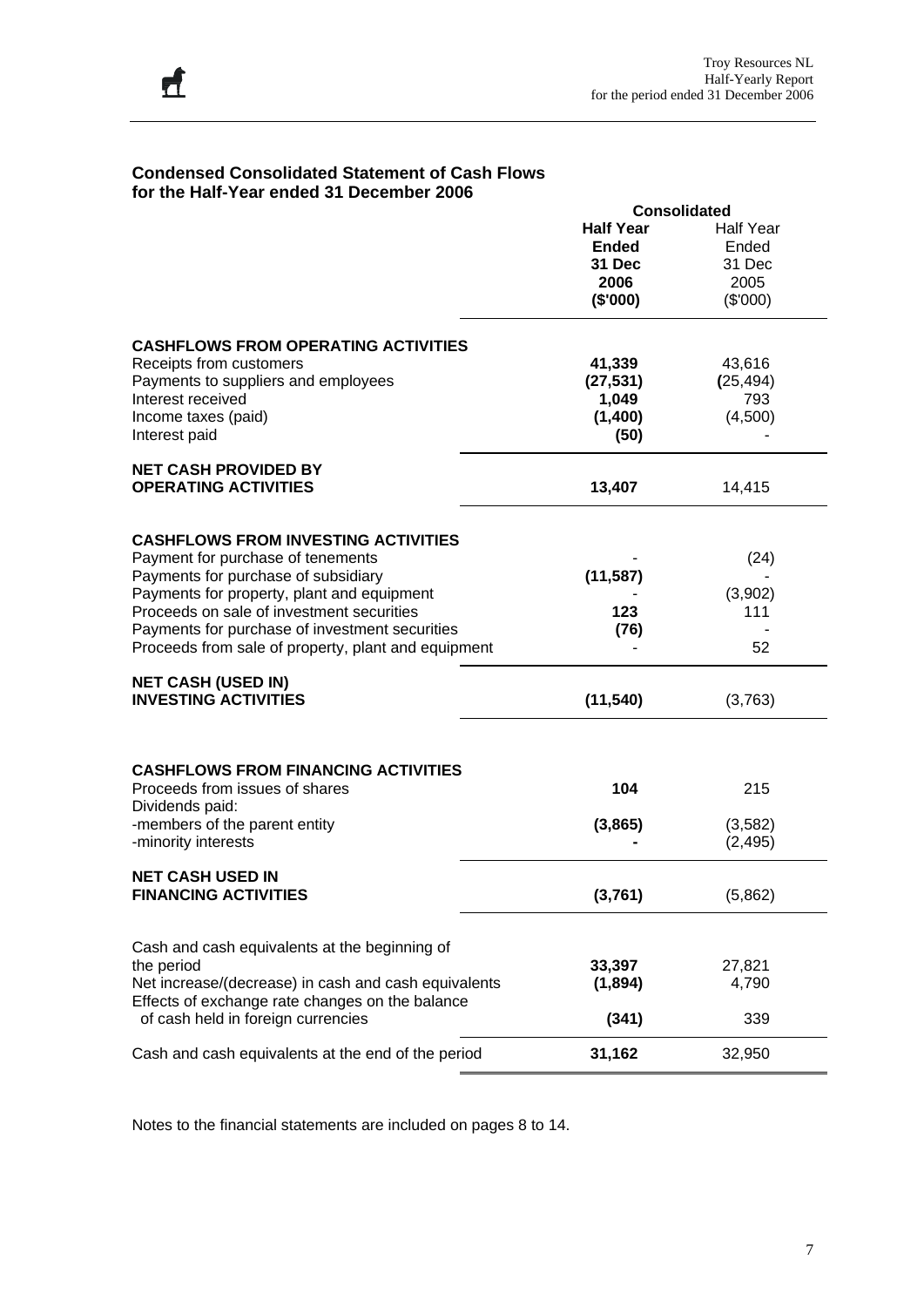## Condensed Consolidated Statement of Cash Flows for the Half-Year ended 31 December 2006

| | Consolidated | |
|---|---|---|
| | **Half Year Ended 31 Dec 2006 ($'000)** | Half Year Ended 31 Dec 2005 ($'000) |
| **CASHFLOWS FROM OPERATING ACTIVITIES** | | |
| Receipts from customers | **41,339** | 43,616 |
| Payments to suppliers and employees | **(27,531)** | (25,494) |
| Interest received | **1,049** | 793 |
| Income taxes (paid) | **(1,400)** | (4,500) |
| Interest paid | **(50)** | - |
| **NET CASH PROVIDED BY OPERATING ACTIVITIES** | **13,407** | 14,415 |
| **CASHFLOWS FROM INVESTING ACTIVITIES** | | |
| Payment for purchase of tenements | - | (24) |
| Payments for purchase of subsidiary | **(11,587)** | - |
| Payments for property, plant and equipment | - | (3,902) |
| Proceeds on sale of investment securities | **123** | 111 |
| Payments for purchase of investment securities | **(76)** | - |
| Proceeds from sale of property, plant and equipment | - | 52 |
| **NET CASH (USED IN) INVESTING ACTIVITIES** | **(11,540)** | (3,763) |
| **CASHFLOWS FROM FINANCING ACTIVITIES** | | |
| Proceeds from issues of shares | **104** | 215 |
| Dividends paid: | | |
| -members of the parent entity | **(3,865)** | (3,582) |
| -minority interests | **-** | (2,495) |
| **NET CASH USED IN FINANCING ACTIVITIES** | **(3,761)** | (5,862) |
| Cash and cash equivalents at the beginning of the period | **33,397** | 27,821 |
| Net increase/(decrease) in cash and cash equivalents | **(1,894)** | 4,790 |
| Effects of exchange rate changes on the balance of cash held in foreign currencies | **(341)** | 339 |
| Cash and cash equivalents at the end of the period | **31,162** | 32,950 |

Notes to the financial statements are included on pages 8 to 14.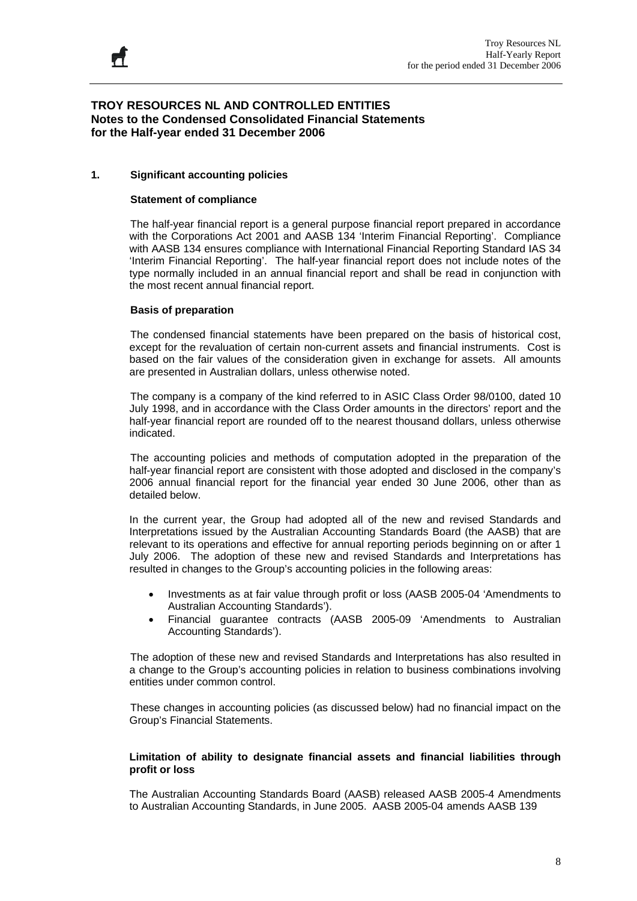## TROY RESOURCES NL AND CONTROLLED ENTITIES
## Notes to the Condensed Consolidated Financial Statements
## for the Half-year ended 31 December 2006

### 1. Significant accounting policies

**Statement of compliance**

The half-year financial report is a general purpose financial report prepared in accordance with the Corporations Act 2001 and AASB 134 'Interim Financial Reporting'. Compliance with AASB 134 ensures compliance with International Financial Reporting Standard IAS 34 'Interim Financial Reporting'. The half-year financial report does not include notes of the type normally included in an annual financial report and shall be read in conjunction with the most recent annual financial report.

**Basis of preparation**

The condensed financial statements have been prepared on the basis of historical cost, except for the revaluation of certain non-current assets and financial instruments. Cost is based on the fair values of the consideration given in exchange for assets. All amounts are presented in Australian dollars, unless otherwise noted.

The company is a company of the kind referred to in ASIC Class Order 98/0100, dated 10 July 1998, and in accordance with the Class Order amounts in the directors' report and the half-year financial report are rounded off to the nearest thousand dollars, unless otherwise indicated.

The accounting policies and methods of computation adopted in the preparation of the half-year financial report are consistent with those adopted and disclosed in the company's 2006 annual financial report for the financial year ended 30 June 2006, other than as detailed below.

In the current year, the Group had adopted all of the new and revised Standards and Interpretations issued by the Australian Accounting Standards Board (the AASB) that are relevant to its operations and effective for annual reporting periods beginning on or after 1 July 2006. The adoption of these new and revised Standards and Interpretations has resulted in changes to the Group's accounting policies in the following areas:

- Investments as at fair value through profit or loss (AASB 2005-04 'Amendments to Australian Accounting Standards').
- Financial guarantee contracts (AASB 2005-09 'Amendments to Australian Accounting Standards').

The adoption of these new and revised Standards and Interpretations has also resulted in a change to the Group's accounting policies in relation to business combinations involving entities under common control.

These changes in accounting policies (as discussed below) had no financial impact on the Group's Financial Statements.

**Limitation of ability to designate financial assets and financial liabilities through profit or loss**

The Australian Accounting Standards Board (AASB) released AASB 2005-4 Amendments to Australian Accounting Standards, in June 2005. AASB 2005-04 amends AASB 139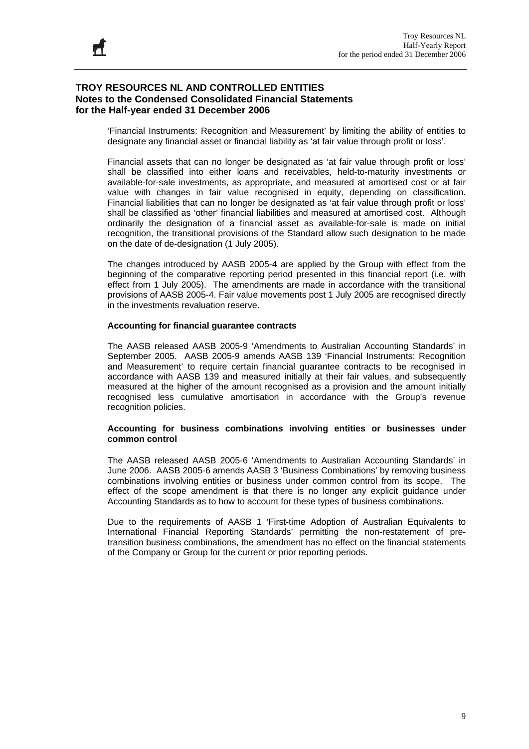# TROY RESOURCES NL AND CONTROLLED ENTITIES
## Notes to the Condensed Consolidated Financial Statements
## for the Half-year ended 31 December 2006

'Financial Instruments: Recognition and Measurement' by limiting the ability of entities to designate any financial asset or financial liability as 'at fair value through profit or loss'.

Financial assets that can no longer be designated as 'at fair value through profit or loss' shall be classified into either loans and receivables, held-to-maturity investments or available-for-sale investments, as appropriate, and measured at amortised cost or at fair value with changes in fair value recognised in equity, depending on classification. Financial liabilities that can no longer be designated as 'at fair value through profit or loss' shall be classified as 'other' financial liabilities and measured at amortised cost. Although ordinarily the designation of a financial asset as available-for-sale is made on initial recognition, the transitional provisions of the Standard allow such designation to be made on the date of de-designation (1 July 2005).

The changes introduced by AASB 2005-4 are applied by the Group with effect from the beginning of the comparative reporting period presented in this financial report (i.e. with effect from 1 July 2005). The amendments are made in accordance with the transitional provisions of AASB 2005-4. Fair value movements post 1 July 2005 are recognised directly in the investments revaluation reserve.

**Accounting for financial guarantee contracts**

The AASB released AASB 2005-9 'Amendments to Australian Accounting Standards' in September 2005. AASB 2005-9 amends AASB 139 'Financial Instruments: Recognition and Measurement' to require certain financial guarantee contracts to be recognised in accordance with AASB 139 and measured initially at their fair values, and subsequently measured at the higher of the amount recognised as a provision and the amount initially recognised less cumulative amortisation in accordance with the Group's revenue recognition policies.

**Accounting for business combinations involving entities or businesses under common control**

The AASB released AASB 2005-6 'Amendments to Australian Accounting Standards' in June 2006. AASB 2005-6 amends AASB 3 'Business Combinations' by removing business combinations involving entities or business under common control from its scope. The effect of the scope amendment is that there is no longer any explicit guidance under Accounting Standards as to how to account for these types of business combinations.

Due to the requirements of AASB 1 'First-time Adoption of Australian Equivalents to International Financial Reporting Standards' permitting the non-restatement of pre-transition business combinations, the amendment has no effect on the financial statements of the Company or Group for the current or prior reporting periods.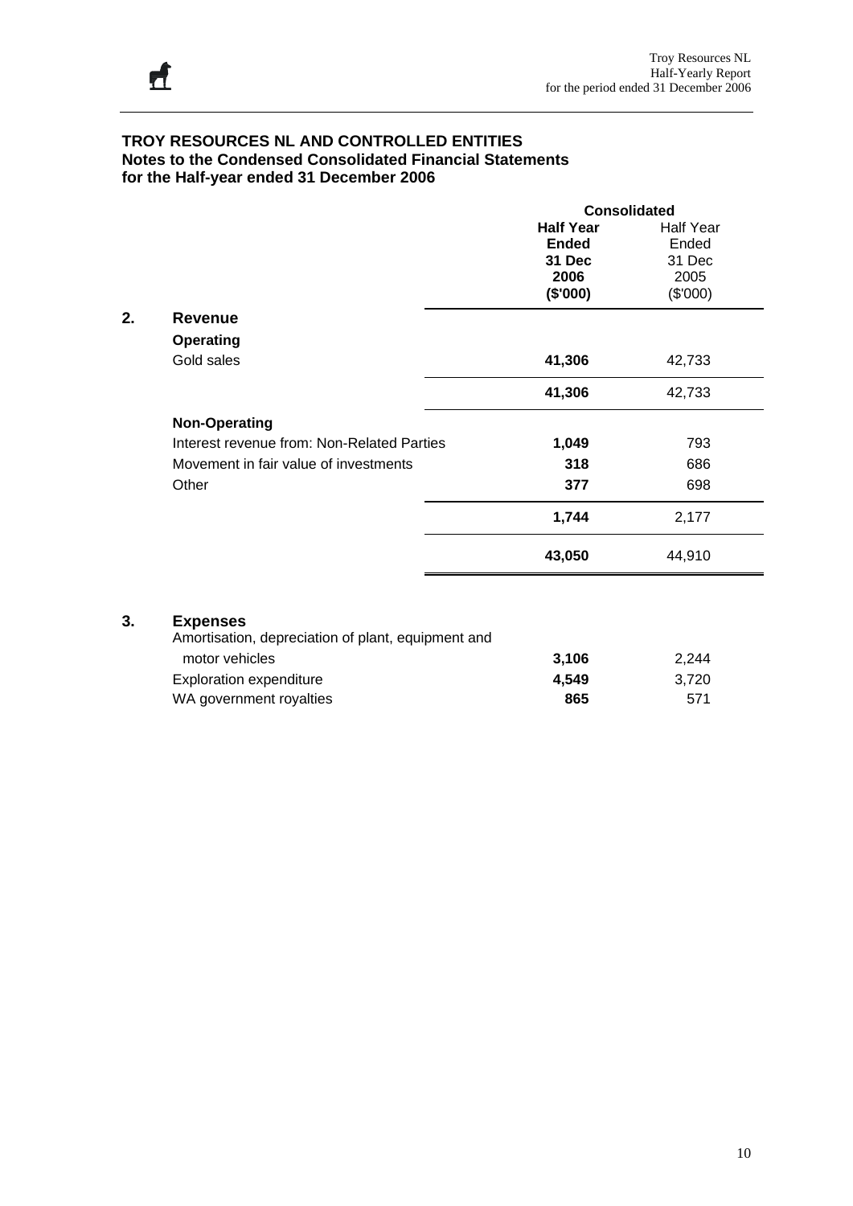# TROY RESOURCES NL AND CONTROLLED ENTITIES

## Notes to the Condensed Consolidated Financial Statements for the Half-year ended 31 December 2006

| | | Consolidated | |
|---|---|---|---|
| | | **Half Year Ended 31 Dec 2006 ($'000)** | Half Year Ended 31 Dec 2005 ($'000) |
| **2.** | **Revenue** | | |
| | **Operating** | | |
| | Gold sales | **41,306** | 42,733 |
| | | **41,306** | 42,733 |
| | **Non-Operating** | | |
| | Interest revenue from: Non-Related Parties | **1,049** | 793 |
| | Movement in fair value of investments | **318** | 686 |
| | Other | **377** | 698 |
| | | **1,744** | 2,177 |
| | | **43,050** | 44,910 |
| **3.** | **Expenses** | | |
| | Amortisation, depreciation of plant, equipment and motor vehicles | **3,106** | 2,244 |
| | Exploration expenditure | **4,549** | 3,720 |
| | WA government royalties | **865** | 571 |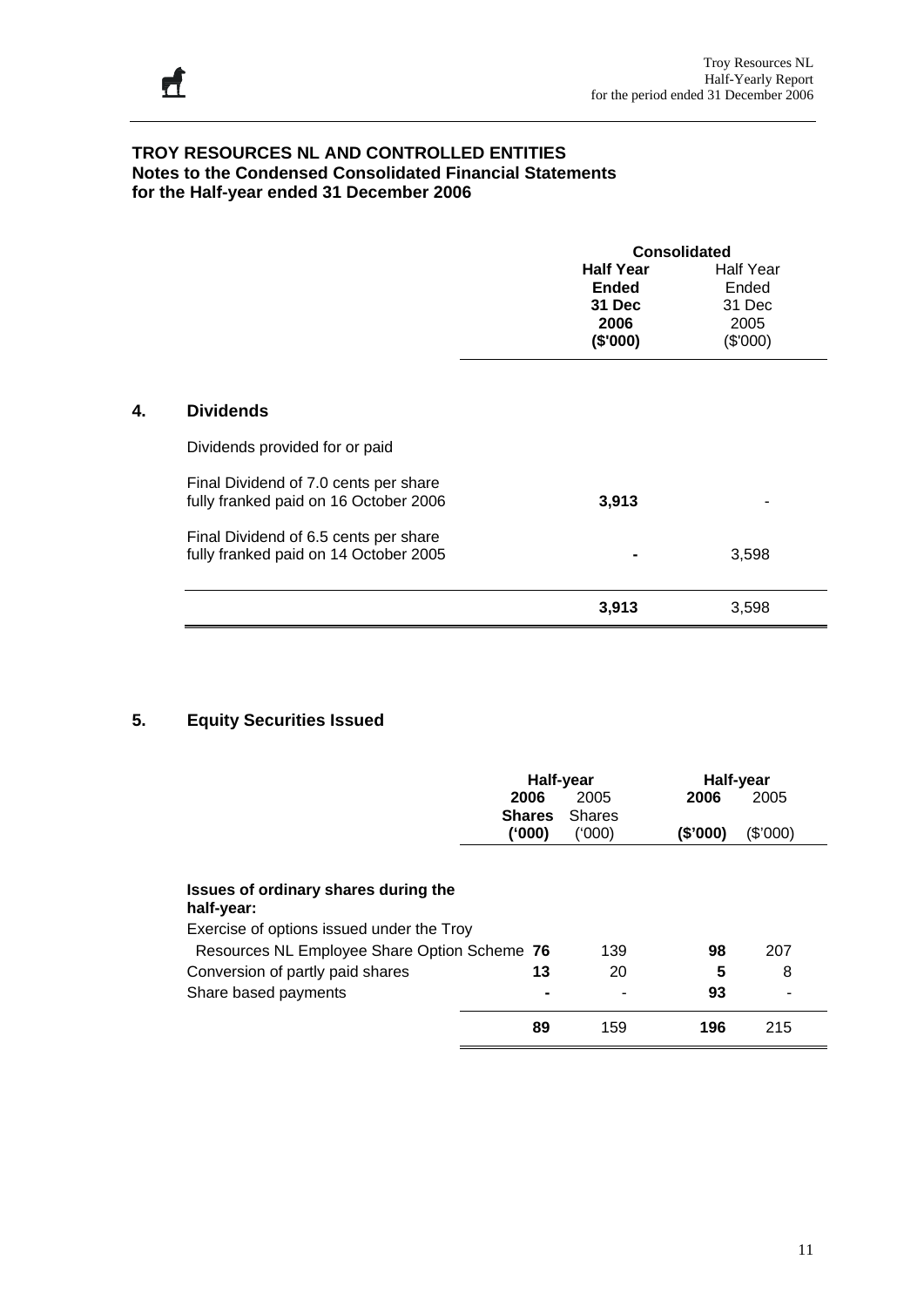# TROY RESOURCES NL AND CONTROLLED ENTITIES
## Notes to the Condensed Consolidated Financial Statements for the Half-year ended 31 December 2006

## 4. Dividends

| | Consolidated | |
|---|---|---|
| | **Half Year Ended 31 Dec 2006 ($'000)** | Half Year Ended 31 Dec 2005 ($'000) |
| Dividends provided for or paid | | |
| Final Dividend of 7.0 cents per share fully franked paid on 16 October 2006 | **3,913** | - |
| Final Dividend of 6.5 cents per share fully franked paid on 14 October 2005 | **-** | 3,598 |
| | **3,913** | 3,598 |

## 5. Equity Securities Issued

| | Half-year | | Half-year | |
|---|---|---|---|---|
| | **2006 Shares ('000)** | 2005 Shares ('000) | **2006 ($'000)** | 2005 ($'000) |
| **Issues of ordinary shares during the half-year:** | | | | |
| Exercise of options issued under the Troy Resources NL Employee Share Option Scheme | **76** | 139 | **98** | 207 |
| Conversion of partly paid shares | **13** | 20 | **5** | 8 |
| Share based payments | **-** | - | **93** | - |
| | **89** | 159 | **196** | 215 |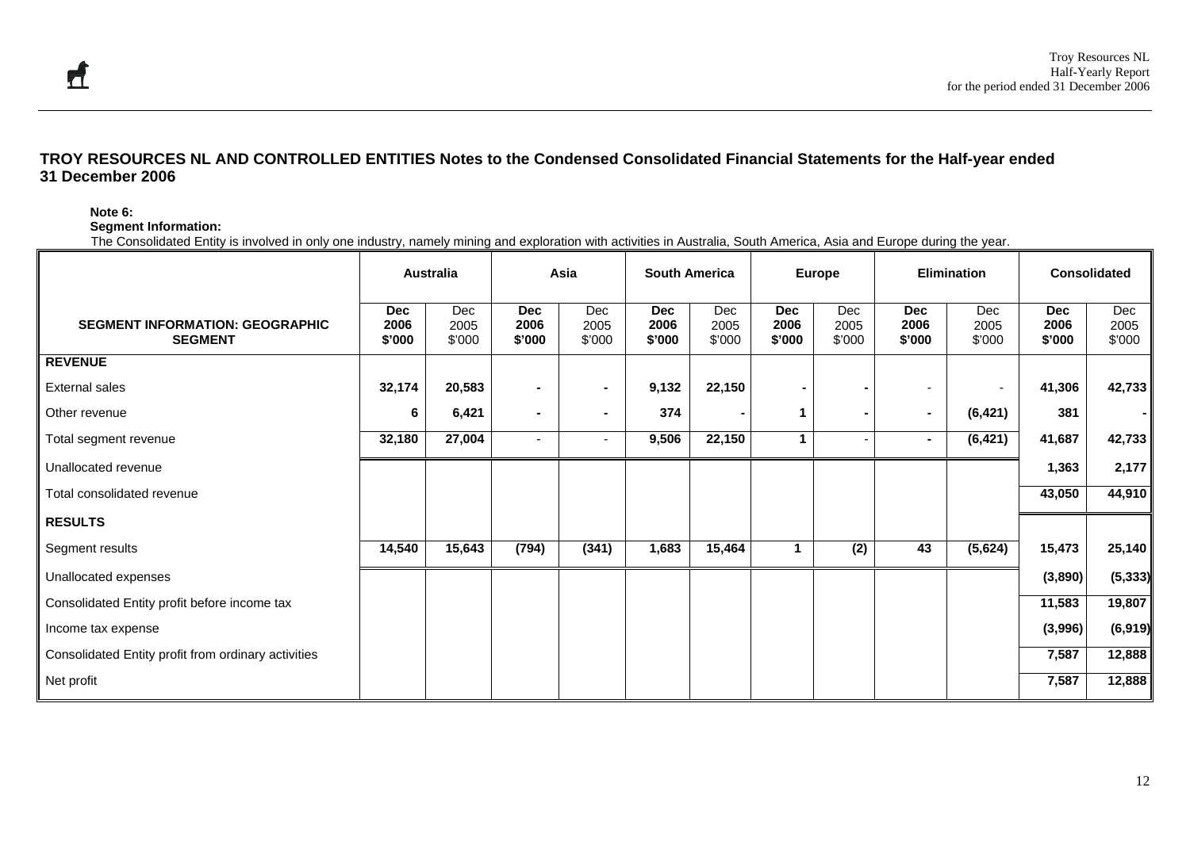## TROY RESOURCES NL AND CONTROLLED ENTITIES Notes to the Condensed Consolidated Financial Statements for the Half-year ended 31 December 2006

**Note 6:**
**Segment Information:**
The Consolidated Entity is involved in only one industry, namely mining and exploration with activities in Australia, South America, Asia and Europe during the year.

| | Australia | | Asia | | South America | | Europe | | Elimination | | Consolidated | |
|---|---|---|---|---|---|---|---|---|---|---|---|---|
| **SEGMENT INFORMATION: GEOGRAPHIC SEGMENT** | **Dec 2006 $'000** | Dec 2005 $'000 | **Dec 2006 $'000** | Dec 2005 $'000 | **Dec 2006 $'000** | Dec 2005 $'000 | **Dec 2006 $'000** | Dec 2005 $'000 | **Dec 2006 $'000** | Dec 2005 $'000 | **Dec 2006 $'000** | Dec 2005 $'000 |
| **REVENUE** | | | | | | | | | | | | |
| External sales | **32,174** | **20,583** | **-** | **-** | **9,132** | **22,150** | **-** | **-** | - | - | **41,306** | **42,733** |
| Other revenue | **6** | **6,421** | **-** | **-** | **374** | **-** | **1** | **-** | **-** | **(6,421)** | **381** | **-** |
| Total segment revenue | **32,180** | **27,004** | - | - | **9,506** | **22,150** | **1** | - | **-** | **(6,421)** | **41,687** | **42,733** |
| Unallocated revenue | | | | | | | | | | | **1,363** | **2,177** |
| Total consolidated revenue | | | | | | | | | | | **43,050** | **44,910** |
| **RESULTS** | | | | | | | | | | | | |
| Segment results | **14,540** | **15,643** | **(794)** | **(341)** | **1,683** | **15,464** | **1** | **(2)** | **43** | **(5,624)** | **15,473** | **25,140** |
| Unallocated expenses | | | | | | | | | | | **(3,890)** | **(5,333)** |
| Consolidated Entity profit before income tax | | | | | | | | | | | **11,583** | **19,807** |
| Income tax expense | | | | | | | | | | | **(3,996)** | **(6,919)** |
| Consolidated Entity profit from ordinary activities | | | | | | | | | | | **7,587** | **12,888** |
| Net profit | | | | | | | | | | | **7,587** | **12,888** |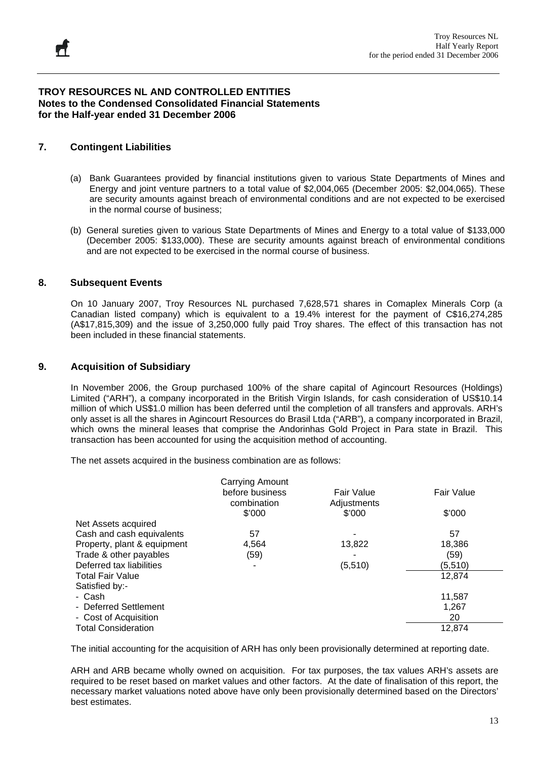## TROY RESOURCES NL AND CONTROLLED ENTITIES
**Notes to the Condensed Consolidated Financial Statements**
**for the Half-year ended 31 December 2006**

### 7. Contingent Liabilities

(a) Bank Guarantees provided by financial institutions given to various State Departments of Mines and Energy and joint venture partners to a total value of $2,004,065 (December 2005: $2,004,065). These are security amounts against breach of environmental conditions and are not expected to be exercised in the normal course of business;

(b) General sureties given to various State Departments of Mines and Energy to a total value of $133,000 (December 2005: $133,000). These are security amounts against breach of environmental conditions and are not expected to be exercised in the normal course of business.

### 8. Subsequent Events

On 10 January 2007, Troy Resources NL purchased 7,628,571 shares in Comaplex Minerals Corp (a Canadian listed company) which is equivalent to a 19.4% interest for the payment of C$16,274,285 (A$17,815,309) and the issue of 3,250,000 fully paid Troy shares. The effect of this transaction has not been included in these financial statements.

### 9. Acquisition of Subsidiary

In November 2006, the Group purchased 100% of the share capital of Agincourt Resources (Holdings) Limited ("ARH"), a company incorporated in the British Virgin Islands, for cash consideration of US$10.14 million of which US$1.0 million has been deferred until the completion of all transfers and approvals. ARH's only asset is all the shares in Agincourt Resources do Brasil Ltda ("ARB"), a company incorporated in Brazil, which owns the mineral leases that comprise the Andorinhas Gold Project in Para state in Brazil. This transaction has been accounted for using the acquisition method of accounting.

The net assets acquired in the business combination are as follows:

| | Carrying Amount before business combination | Fair Value Adjustments | Fair Value |
|---|---|---|---|
| | $'000 | $'000 | $'000 |
| Net Assets acquired | | | |
| Cash and cash equivalents | 57 | - | 57 |
| Property, plant & equipment | 4,564 | 13,822 | 18,386 |
| Trade & other payables | (59) | - | (59) |
| Deferred tax liabilities | - | (5,510) | (5,510) |
| Total Fair Value | | | 12,874 |
| Satisfied by:- | | | |
| - Cash | | | 11,587 |
| - Deferred Settlement | | | 1,267 |
| - Cost of Acquisition | | | 20 |
| Total Consideration | | | 12,874 |

The initial accounting for the acquisition of ARH has only been provisionally determined at reporting date.

ARH and ARB became wholly owned on acquisition. For tax purposes, the tax values ARH's assets are required to be reset based on market values and other factors. At the date of finalisation of this report, the necessary market valuations noted above have only been provisionally determined based on the Directors' best estimates.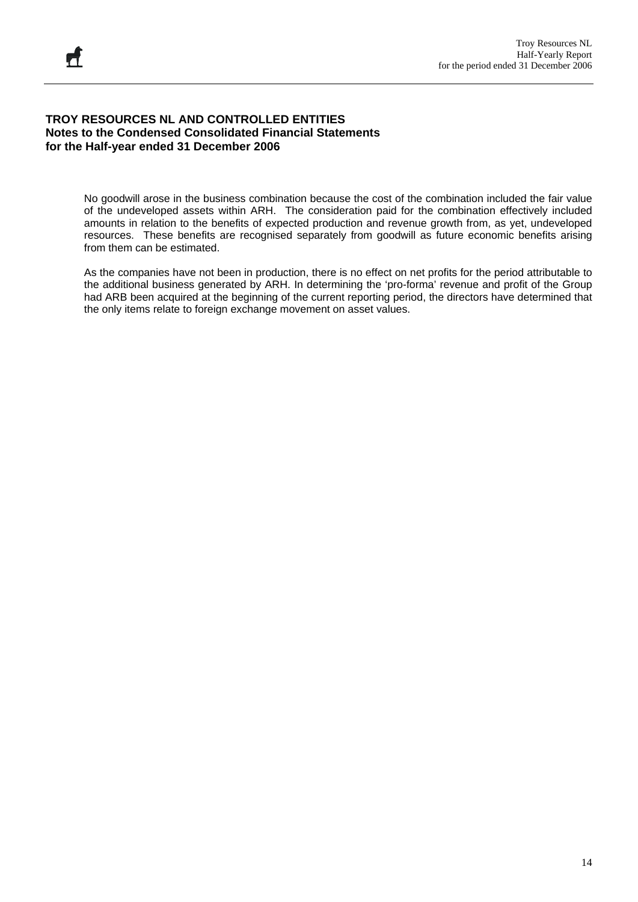**TROY RESOURCES NL AND CONTROLLED ENTITIES**
**Notes to the Condensed Consolidated Financial Statements**
**for the Half-year ended 31 December 2006**

No goodwill arose in the business combination because the cost of the combination included the fair value of the undeveloped assets within ARH. The consideration paid for the combination effectively included amounts in relation to the benefits of expected production and revenue growth from, as yet, undeveloped resources. These benefits are recognised separately from goodwill as future economic benefits arising from them can be estimated.

As the companies have not been in production, there is no effect on net profits for the period attributable to the additional business generated by ARH. In determining the 'pro-forma' revenue and profit of the Group had ARB been acquired at the beginning of the current reporting period, the directors have determined that the only items relate to foreign exchange movement on asset values.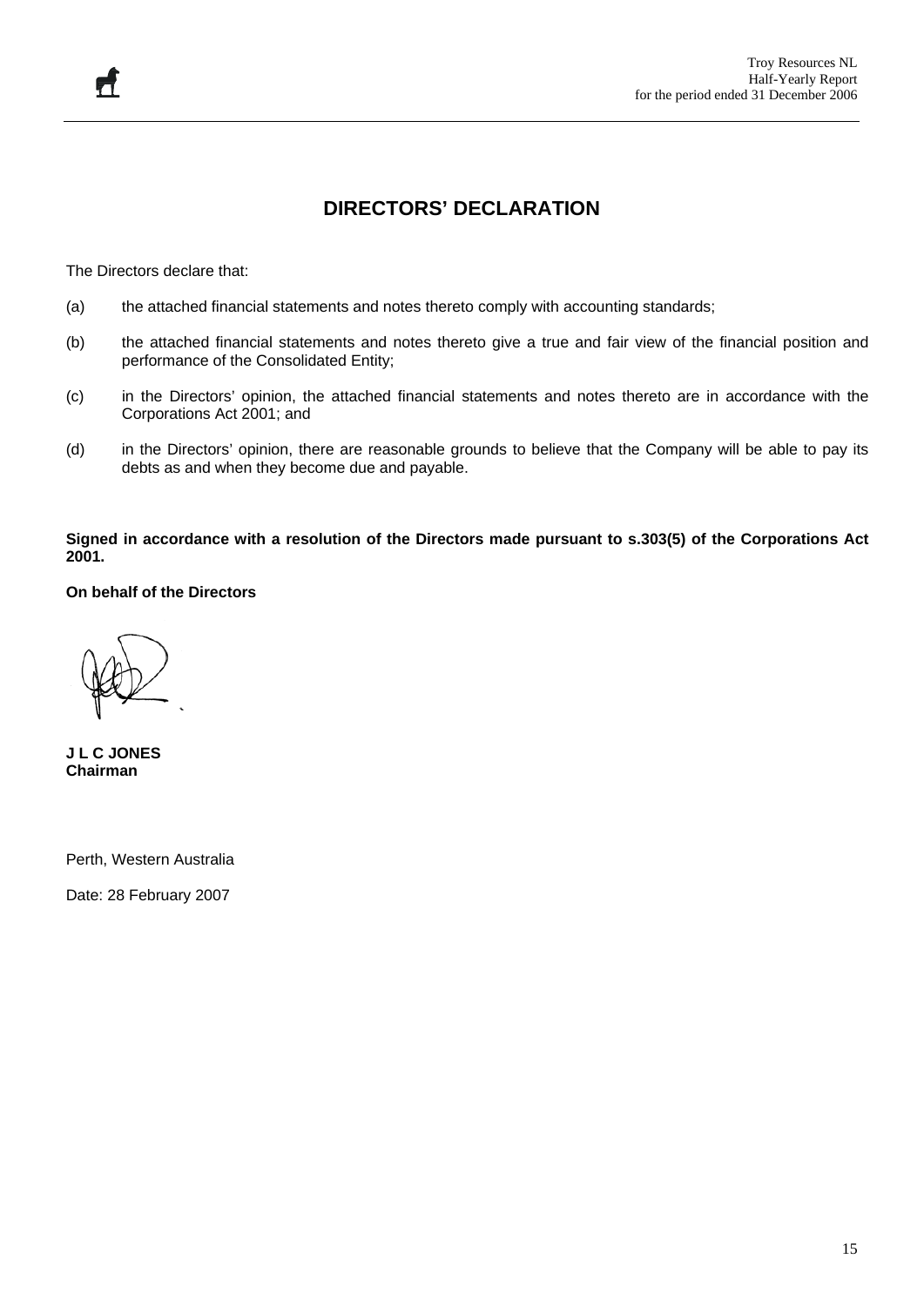# DIRECTORS' DECLARATION

The Directors declare that:

(a) the attached financial statements and notes thereto comply with accounting standards;

(b) the attached financial statements and notes thereto give a true and fair view of the financial position and performance of the Consolidated Entity;

(c) in the Directors' opinion, the attached financial statements and notes thereto are in accordance with the Corporations Act 2001; and

(d) in the Directors' opinion, there are reasonable grounds to believe that the Company will be able to pay its debts as and when they become due and payable.

**Signed in accordance with a resolution of the Directors made pursuant to s.303(5) of the Corporations Act 2001.**

**On behalf of the Directors**

**J L C JONES**
**Chairman**

Perth, Western Australia

Date: 28 February 2007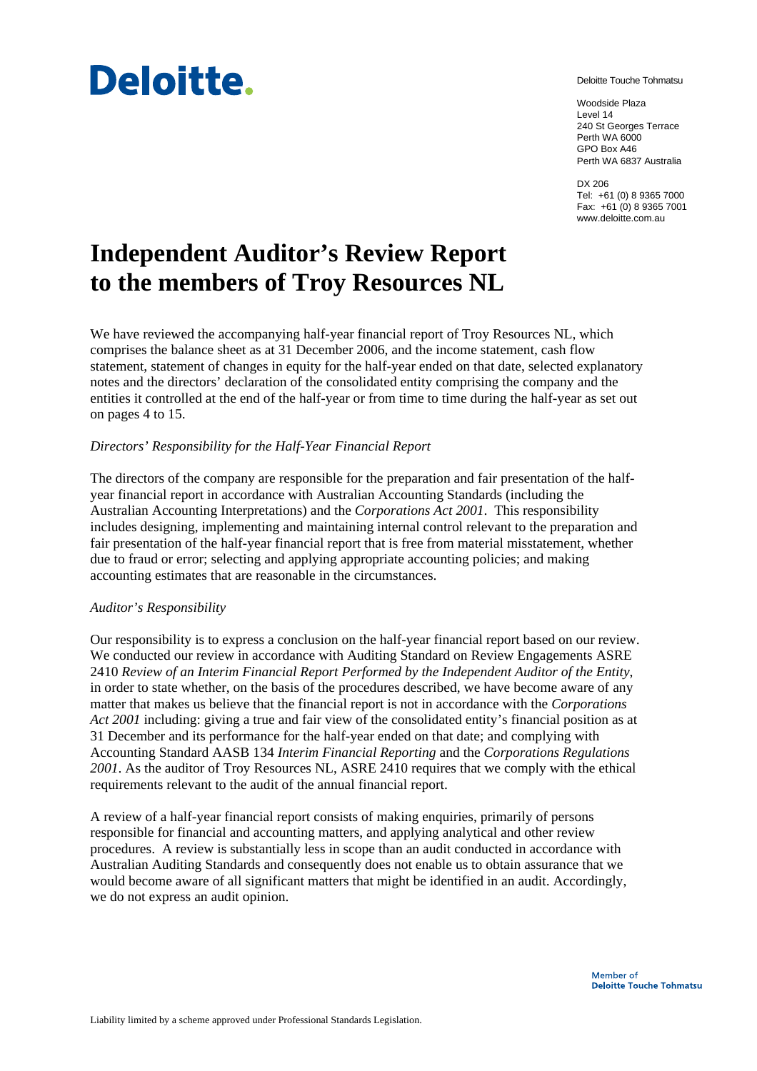Deloitte.

Deloitte Touche Tohmatsu

Woodside Plaza
Level 14
240 St Georges Terrace
Perth WA 6000
GPO Box A46
Perth WA 6837 Australia

DX 206
Tel: +61 (0) 8 9365 7000
Fax: +61 (0) 8 9365 7001
www.deloitte.com.au

# Independent Auditor's Review Report to the members of Troy Resources NL

We have reviewed the accompanying half-year financial report of Troy Resources NL, which comprises the balance sheet as at 31 December 2006, and the income statement, cash flow statement, statement of changes in equity for the half-year ended on that date, selected explanatory notes and the directors' declaration of the consolidated entity comprising the company and the entities it controlled at the end of the half-year or from time to time during the half-year as set out on pages 4 to 15.

*Directors' Responsibility for the Half-Year Financial Report*

The directors of the company are responsible for the preparation and fair presentation of the half-year financial report in accordance with Australian Accounting Standards (including the Australian Accounting Interpretations) and the *Corporations Act 2001*. This responsibility includes designing, implementing and maintaining internal control relevant to the preparation and fair presentation of the half-year financial report that is free from material misstatement, whether due to fraud or error; selecting and applying appropriate accounting policies; and making accounting estimates that are reasonable in the circumstances.

*Auditor's Responsibility*

Our responsibility is to express a conclusion on the half-year financial report based on our review. We conducted our review in accordance with Auditing Standard on Review Engagements ASRE 2410 *Review of an Interim Financial Report Performed by the Independent Auditor of the Entity*, in order to state whether, on the basis of the procedures described, we have become aware of any matter that makes us believe that the financial report is not in accordance with the *Corporations Act 2001* including: giving a true and fair view of the consolidated entity's financial position as at 31 December and its performance for the half-year ended on that date; and complying with Accounting Standard AASB 134 *Interim Financial Reporting* and the *Corporations Regulations 2001*. As the auditor of Troy Resources NL, ASRE 2410 requires that we comply with the ethical requirements relevant to the audit of the annual financial report.

A review of a half-year financial report consists of making enquiries, primarily of persons responsible for financial and accounting matters, and applying analytical and other review procedures. A review is substantially less in scope than an audit conducted in accordance with Australian Auditing Standards and consequently does not enable us to obtain assurance that we would become aware of all significant matters that might be identified in an audit. Accordingly, we do not express an audit opinion.

Member of
**Deloitte Touche Tohmatsu**

Liability limited by a scheme approved under Professional Standards Legislation.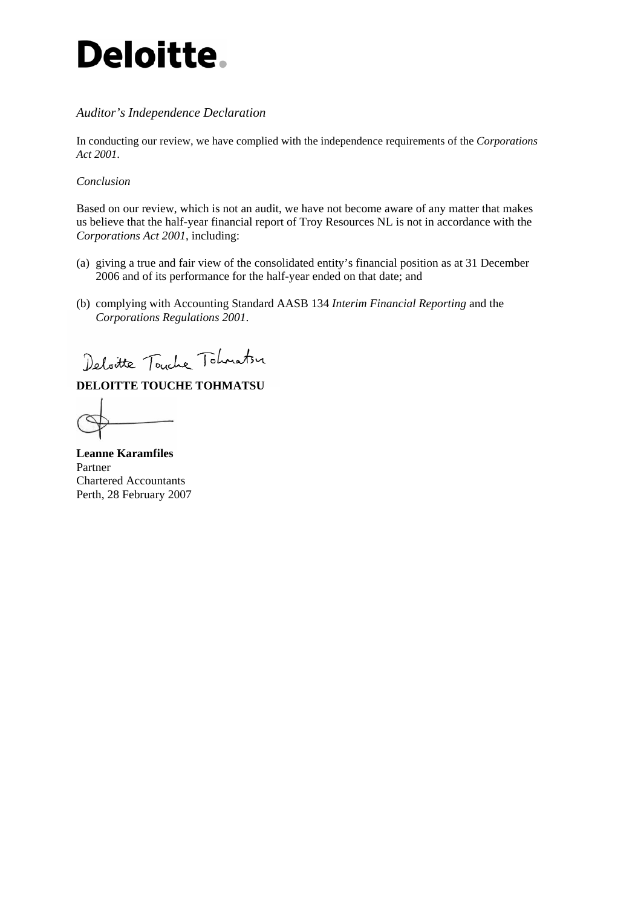Deloitte.

*Auditor's Independence Declaration*

In conducting our review, we have complied with the independence requirements of the *Corporations Act 2001*.

*Conclusion*

Based on our review, which is not an audit, we have not become aware of any matter that makes us believe that the half-year financial report of Troy Resources NL is not in accordance with the *Corporations Act 2001*, including:

(a) giving a true and fair view of the consolidated entity's financial position as at 31 December 2006 and of its performance for the half-year ended on that date; and

(b) complying with Accounting Standard AASB 134 *Interim Financial Reporting* and the *Corporations Regulations 2001*.

Deloitte Touche Tohmatsu

**DELOITTE TOUCHE TOHMATSU**

**Leanne Karamfiles**
Partner
Chartered Accountants
Perth, 28 February 2007